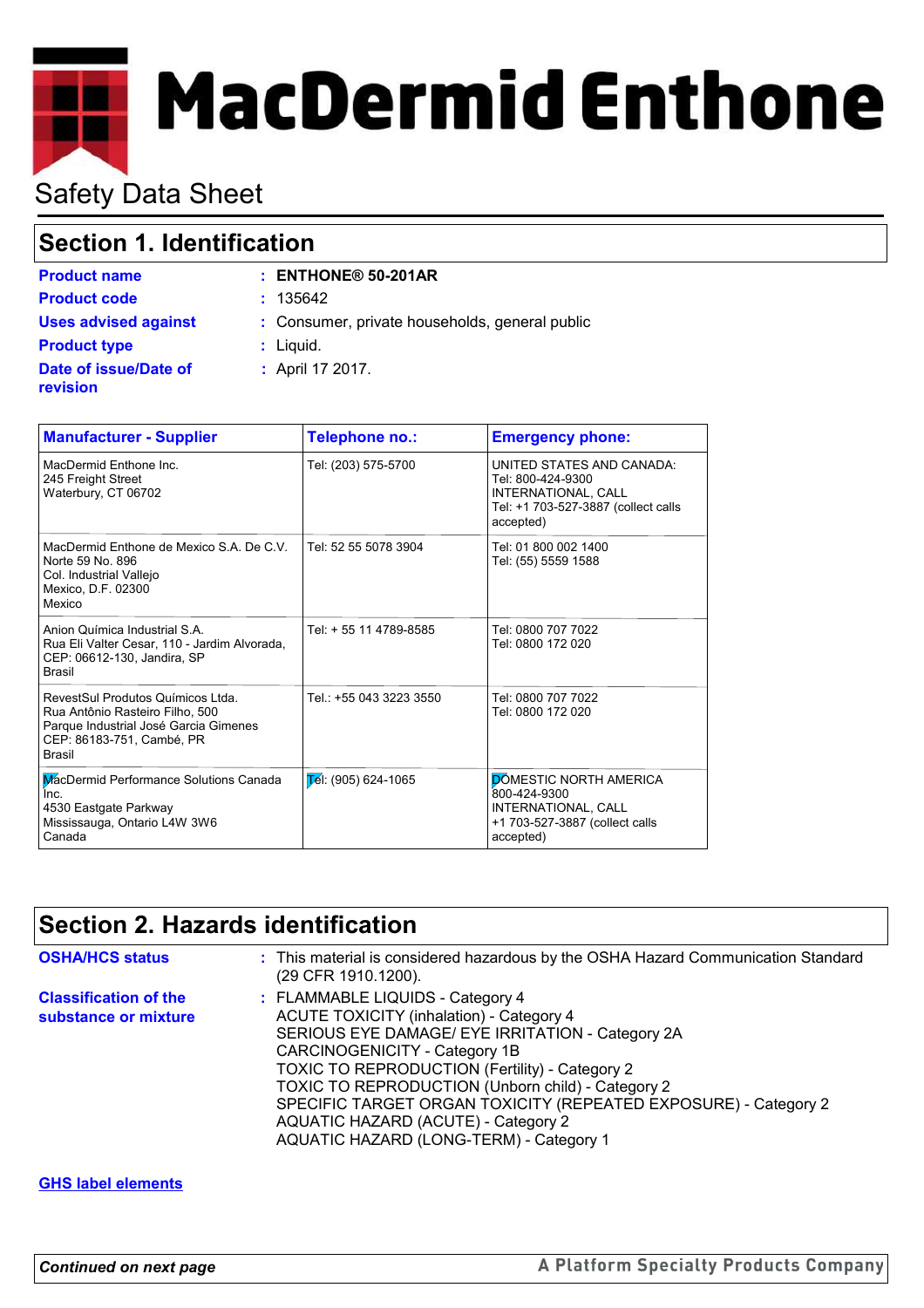MacDermid Enthone

Safety Data Sheet

## Section 1. Identification

**Product name** : **ENTHONE® 50-201AR**

**Product code** : 135642

**Uses advised against** : Consumer, private households, general public

**Product type** : Liquid.

**Date of issue/Date of revision** : April 17 2017.

| Manufacturer - Supplier | Telephone no.: | Emergency phone: |
|---|---|---|
| MacDermid Enthone Inc.<br>245 Freight Street<br>Waterbury, CT 06702 | Tel: (203) 575-5700 | UNITED STATES AND CANADA:<br>Tel: 800-424-9300<br>INTERNATIONAL, CALL<br>Tel: +1 703-527-3887 (collect calls accepted) |
| MacDermid Enthone de Mexico S.A. De C.V.<br>Norte 59 No. 896<br>Col. Industrial Vallejo<br>Mexico, D.F. 02300<br>Mexico | Tel: 52 55 5078 3904 | Tel: 01 800 002 1400<br>Tel: (55) 5559 1588 |
| Anion Química Industrial S.A.<br>Rua Eli Valter Cesar, 110 - Jardim Alvorada,<br>CEP: 06612-130, Jandira, SP<br>Brasil | Tel: + 55 11 4789-8585 | Tel: 0800 707 7022<br>Tel: 0800 172 020 |
| RevestSul Produtos Químicos Ltda.<br>Rua Antônio Rasteiro Filho, 500<br>Parque Industrial José Garcia Gimenes<br>CEP: 86183-751, Cambé, PR<br>Brasil | Tel.: +55 043 3223 3550 | Tel: 0800 707 7022<br>Tel: 0800 172 020 |
| MacDermid Performance Solutions Canada Inc.<br>4530 Eastgate Parkway<br>Mississauga, Ontario L4W 3W6<br>Canada | Tel: (905) 624-1065 | DOMESTIC NORTH AMERICA<br>800-424-9300<br>INTERNATIONAL, CALL<br>+1 703-527-3887 (collect calls accepted) |

## Section 2. Hazards identification

**OSHA/HCS status** : This material is considered hazardous by the OSHA Hazard Communication Standard (29 CFR 1910.1200).

**Classification of the substance or mixture** : FLAMMABLE LIQUIDS - Category 4
ACUTE TOXICITY (inhalation) - Category 4
SERIOUS EYE DAMAGE/ EYE IRRITATION - Category 2A
CARCINOGENICITY - Category 1B
TOXIC TO REPRODUCTION (Fertility) - Category 2
TOXIC TO REPRODUCTION (Unborn child) - Category 2
SPECIFIC TARGET ORGAN TOXICITY (REPEATED EXPOSURE) - Category 2
AQUATIC HAZARD (ACUTE) - Category 2
AQUATIC HAZARD (LONG-TERM) - Category 1

**GHS label elements**

***Continued on next page***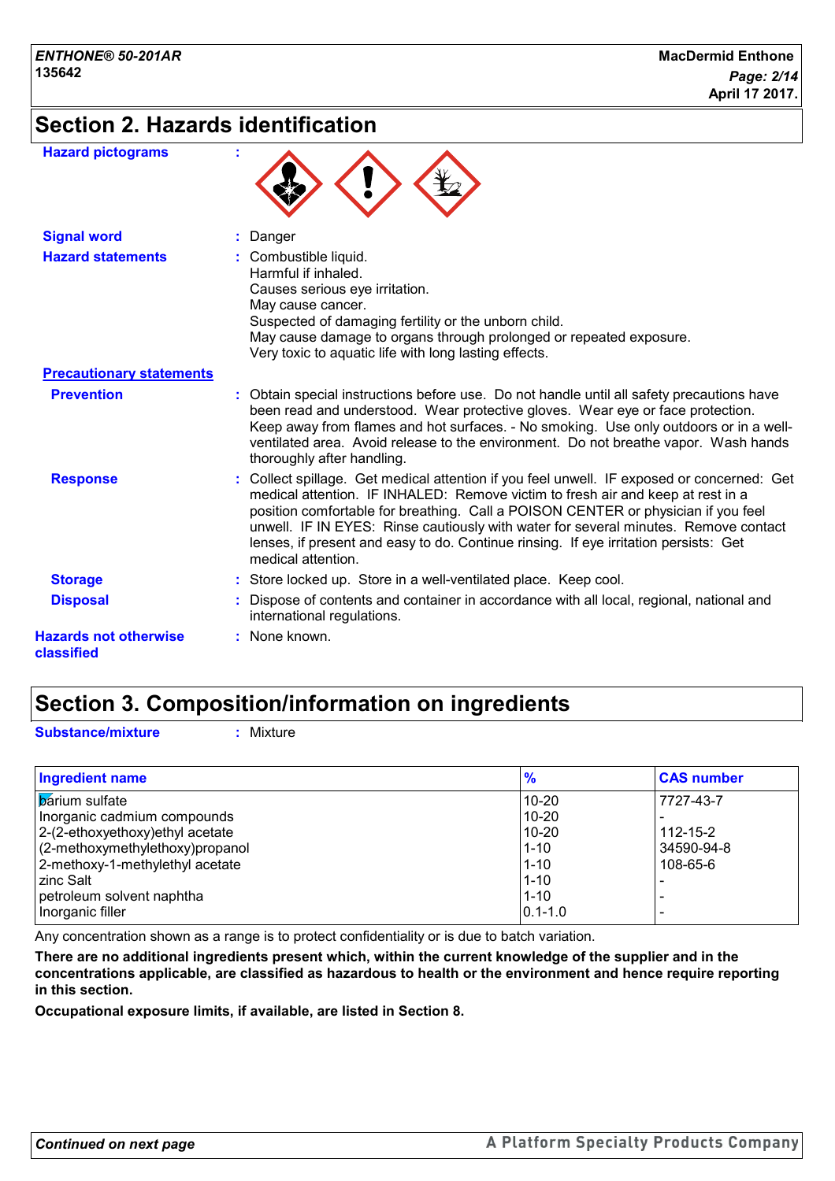## Section 2. Hazards identification

**Hazard pictograms** :

**Signal word** : Danger

**Hazard statements** : Combustible liquid.
Harmful if inhaled.
Causes serious eye irritation.
May cause cancer.
Suspected of damaging fertility or the unborn child.
May cause damage to organs through prolonged or repeated exposure.
Very toxic to aquatic life with long lasting effects.

**Precautionary statements**

**Prevention** : Obtain special instructions before use. Do not handle until all safety precautions have been read and understood. Wear protective gloves. Wear eye or face protection. Keep away from flames and hot surfaces. - No smoking. Use only outdoors or in a well-ventilated area. Avoid release to the environment. Do not breathe vapor. Wash hands thoroughly after handling.

**Response** : Collect spillage. Get medical attention if you feel unwell. IF exposed or concerned: Get medical attention. IF INHALED: Remove victim to fresh air and keep at rest in a position comfortable for breathing. Call a POISON CENTER or physician if you feel unwell. IF IN EYES: Rinse cautiously with water for several minutes. Remove contact lenses, if present and easy to do. Continue rinsing. If eye irritation persists: Get medical attention.

**Storage** : Store locked up. Store in a well-ventilated place. Keep cool.

**Disposal** : Dispose of contents and container in accordance with all local, regional, national and international regulations.

**Hazards not otherwise classified** : None known.

## Section 3. Composition/information on ingredients

**Substance/mixture** : Mixture

| Ingredient name | % | CAS number |
|---|---|---|
| barium sulfate | 10-20 | 7727-43-7 |
| Inorganic cadmium compounds | 10-20 | - |
| 2-(2-ethoxyethoxy)ethyl acetate | 10-20 | 112-15-2 |
| (2-methoxymethylethoxy)propanol | 1-10 | 34590-94-8 |
| 2-methoxy-1-methylethyl acetate | 1-10 | 108-65-6 |
| zinc Salt | 1-10 | - |
| petroleum solvent naphtha | 1-10 | - |
| Inorganic filler | 0.1-1.0 | - |

Any concentration shown as a range is to protect confidentiality or is due to batch variation.

**There are no additional ingredients present which, within the current knowledge of the supplier and in the concentrations applicable, are classified as hazardous to health or the environment and hence require reporting in this section.**

**Occupational exposure limits, if available, are listed in Section 8.**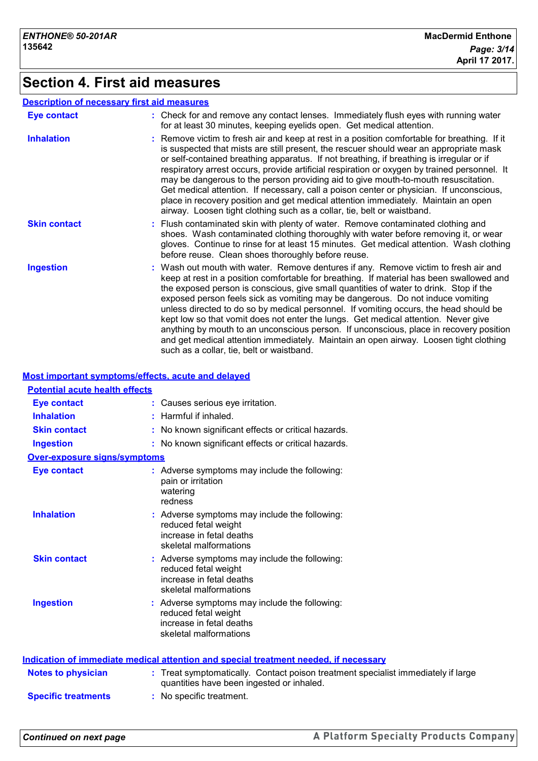## Section 4. First aid measures

### Description of necessary first aid measures

| | |
|---|---|
| **Eye contact** | Check for and remove any contact lenses. Immediately flush eyes with running water for at least 30 minutes, keeping eyelids open. Get medical attention. |
| **Inhalation** | Remove victim to fresh air and keep at rest in a position comfortable for breathing. If it is suspected that mists are still present, the rescuer should wear an appropriate mask or self-contained breathing apparatus. If not breathing, if breathing is irregular or if respiratory arrest occurs, provide artificial respiration or oxygen by trained personnel. It may be dangerous to the person providing aid to give mouth-to-mouth resuscitation. Get medical attention. If necessary, call a poison center or physician. If unconscious, place in recovery position and get medical attention immediately. Maintain an open airway. Loosen tight clothing such as a collar, tie, belt or waistband. |
| **Skin contact** | Flush contaminated skin with plenty of water. Remove contaminated clothing and shoes. Wash contaminated clothing thoroughly with water before removing it, or wear gloves. Continue to rinse for at least 15 minutes. Get medical attention. Wash clothing before reuse. Clean shoes thoroughly before reuse. |
| **Ingestion** | Wash out mouth with water. Remove dentures if any. Remove victim to fresh air and keep at rest in a position comfortable for breathing. If material has been swallowed and the exposed person is conscious, give small quantities of water to drink. Stop if the exposed person feels sick as vomiting may be dangerous. Do not induce vomiting unless directed to do so by medical personnel. If vomiting occurs, the head should be kept low so that vomit does not enter the lungs. Get medical attention. Never give anything by mouth to an unconscious person. If unconscious, place in recovery position and get medical attention immediately. Maintain an open airway. Loosen tight clothing such as a collar, tie, belt or waistband. |

### Most important symptoms/effects, acute and delayed

#### Potential acute health effects

| | |
|---|---|
| **Eye contact** | Causes serious eye irritation. |
| **Inhalation** | Harmful if inhaled. |
| **Skin contact** | No known significant effects or critical hazards. |
| **Ingestion** | No known significant effects or critical hazards. |

#### Over-exposure signs/symptoms

| | |
|---|---|
| **Eye contact** | Adverse symptoms may include the following:<br>pain or irritation<br>watering<br>redness |
| **Inhalation** | Adverse symptoms may include the following:<br>reduced fetal weight<br>increase in fetal deaths<br>skeletal malformations |
| **Skin contact** | Adverse symptoms may include the following:<br>reduced fetal weight<br>increase in fetal deaths<br>skeletal malformations |
| **Ingestion** | Adverse symptoms may include the following:<br>reduced fetal weight<br>increase in fetal deaths<br>skeletal malformations |

### Indication of immediate medical attention and special treatment needed, if necessary

| | |
|---|---|
| **Notes to physician** | Treat symptomatically. Contact poison treatment specialist immediately if large quantities have been ingested or inhaled. |
| **Specific treatments** | No specific treatment. |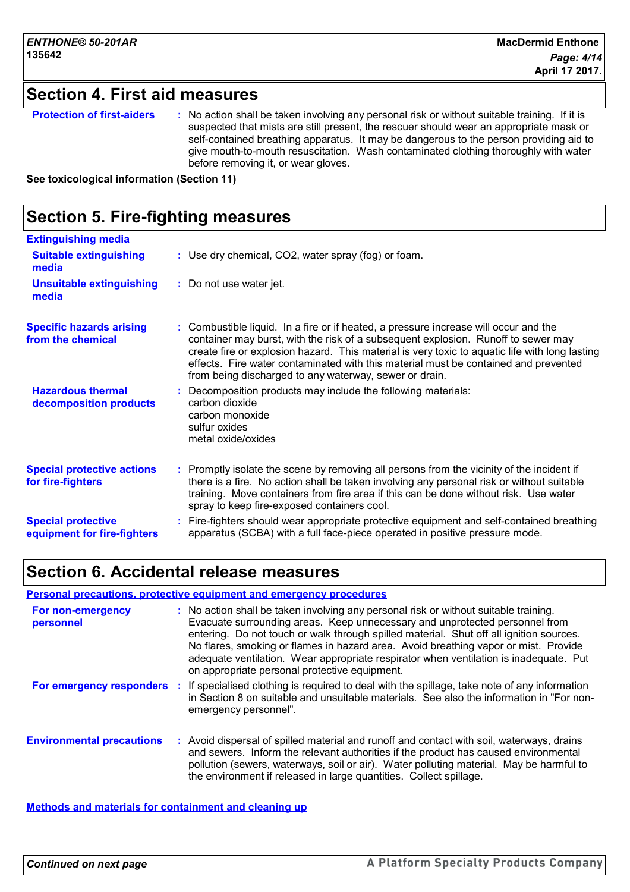## Section 4. First aid measures

**Protection of first-aiders** : No action shall be taken involving any personal risk or without suitable training. If it is suspected that mists are still present, the rescuer should wear an appropriate mask or self-contained breathing apparatus. It may be dangerous to the person providing aid to give mouth-to-mouth resuscitation. Wash contaminated clothing thoroughly with water before removing it, or wear gloves.

**See toxicological information (Section 11)**

## Section 5. Fire-fighting measures

**Extinguishing media**

**Suitable extinguishing media** : Use dry chemical, $CO_2$, water spray (fog) or foam.

**Unsuitable extinguishing media** : Do not use water jet.

**Specific hazards arising from the chemical** : Combustible liquid. In a fire or if heated, a pressure increase will occur and the container may burst, with the risk of a subsequent explosion. Runoff to sewer may create fire or explosion hazard. This material is very toxic to aquatic life with long lasting effects. Fire water contaminated with this material must be contained and prevented from being discharged to any waterway, sewer or drain.

**Hazardous thermal decomposition products** : Decomposition products may include the following materials:
carbon dioxide
carbon monoxide
sulfur oxides
metal oxide/oxides

**Special protective actions for fire-fighters** : Promptly isolate the scene by removing all persons from the vicinity of the incident if there is a fire. No action shall be taken involving any personal risk or without suitable training. Move containers from fire area if this can be done without risk. Use water spray to keep fire-exposed containers cool.

**Special protective equipment for fire-fighters** : Fire-fighters should wear appropriate protective equipment and self-contained breathing apparatus (SCBA) with a full face-piece operated in positive pressure mode.

## Section 6. Accidental release measures

**Personal precautions, protective equipment and emergency procedures**

**For non-emergency personnel** : No action shall be taken involving any personal risk or without suitable training. Evacuate surrounding areas. Keep unnecessary and unprotected personnel from entering. Do not touch or walk through spilled material. Shut off all ignition sources. No flares, smoking or flames in hazard area. Avoid breathing vapor or mist. Provide adequate ventilation. Wear appropriate respirator when ventilation is inadequate. Put on appropriate personal protective equipment.

**For emergency responders** : If specialised clothing is required to deal with the spillage, take note of any information in Section 8 on suitable and unsuitable materials. See also the information in "For non-emergency personnel".

**Environmental precautions** : Avoid dispersal of spilled material and runoff and contact with soil, waterways, drains and sewers. Inform the relevant authorities if the product has caused environmental pollution (sewers, waterways, soil or air). Water polluting material. May be harmful to the environment if released in large quantities. Collect spillage.

**Methods and materials for containment and cleaning up**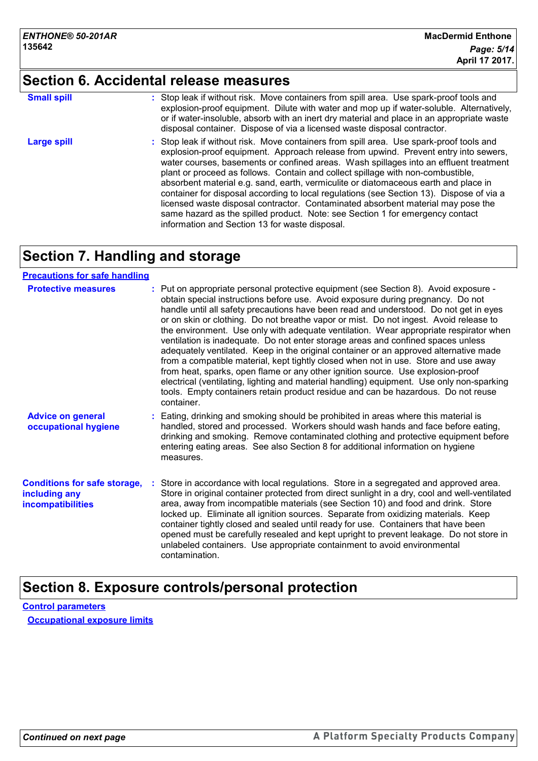## Section 6. Accidental release measures

**Small spill** : Stop leak if without risk. Move containers from spill area. Use spark-proof tools and explosion-proof equipment. Dilute with water and mop up if water-soluble. Alternatively, or if water-insoluble, absorb with an inert dry material and place in an appropriate waste disposal container. Dispose of via a licensed waste disposal contractor.

**Large spill** : Stop leak if without risk. Move containers from spill area. Use spark-proof tools and explosion-proof equipment. Approach release from upwind. Prevent entry into sewers, water courses, basements or confined areas. Wash spillages into an effluent treatment plant or proceed as follows. Contain and collect spillage with non-combustible, absorbent material e.g. sand, earth, vermiculite or diatomaceous earth and place in container for disposal according to local regulations (see Section 13). Dispose of via a licensed waste disposal contractor. Contaminated absorbent material may pose the same hazard as the spilled product. Note: see Section 1 for emergency contact information and Section 13 for waste disposal.

## Section 7. Handling and storage

### Precautions for safe handling

**Protective measures** : Put on appropriate personal protective equipment (see Section 8). Avoid exposure - obtain special instructions before use. Avoid exposure during pregnancy. Do not handle until all safety precautions have been read and understood. Do not get in eyes or on skin or clothing. Do not breathe vapor or mist. Do not ingest. Avoid release to the environment. Use only with adequate ventilation. Wear appropriate respirator when ventilation is inadequate. Do not enter storage areas and confined spaces unless adequately ventilated. Keep in the original container or an approved alternative made from a compatible material, kept tightly closed when not in use. Store and use away from heat, sparks, open flame or any other ignition source. Use explosion-proof electrical (ventilating, lighting and material handling) equipment. Use only non-sparking tools. Empty containers retain product residue and can be hazardous. Do not reuse container.

**Advice on general occupational hygiene** : Eating, drinking and smoking should be prohibited in areas where this material is handled, stored and processed. Workers should wash hands and face before eating, drinking and smoking. Remove contaminated clothing and protective equipment before entering eating areas. See also Section 8 for additional information on hygiene measures.

**Conditions for safe storage, including any incompatibilities** : Store in accordance with local regulations. Store in a segregated and approved area. Store in original container protected from direct sunlight in a dry, cool and well-ventilated area, away from incompatible materials (see Section 10) and food and drink. Store locked up. Eliminate all ignition sources. Separate from oxidizing materials. Keep container tightly closed and sealed until ready for use. Containers that have been opened must be carefully resealed and kept upright to prevent leakage. Do not store in unlabeled containers. Use appropriate containment to avoid environmental contamination.

## Section 8. Exposure controls/personal protection

### Control parameters

#### Occupational exposure limits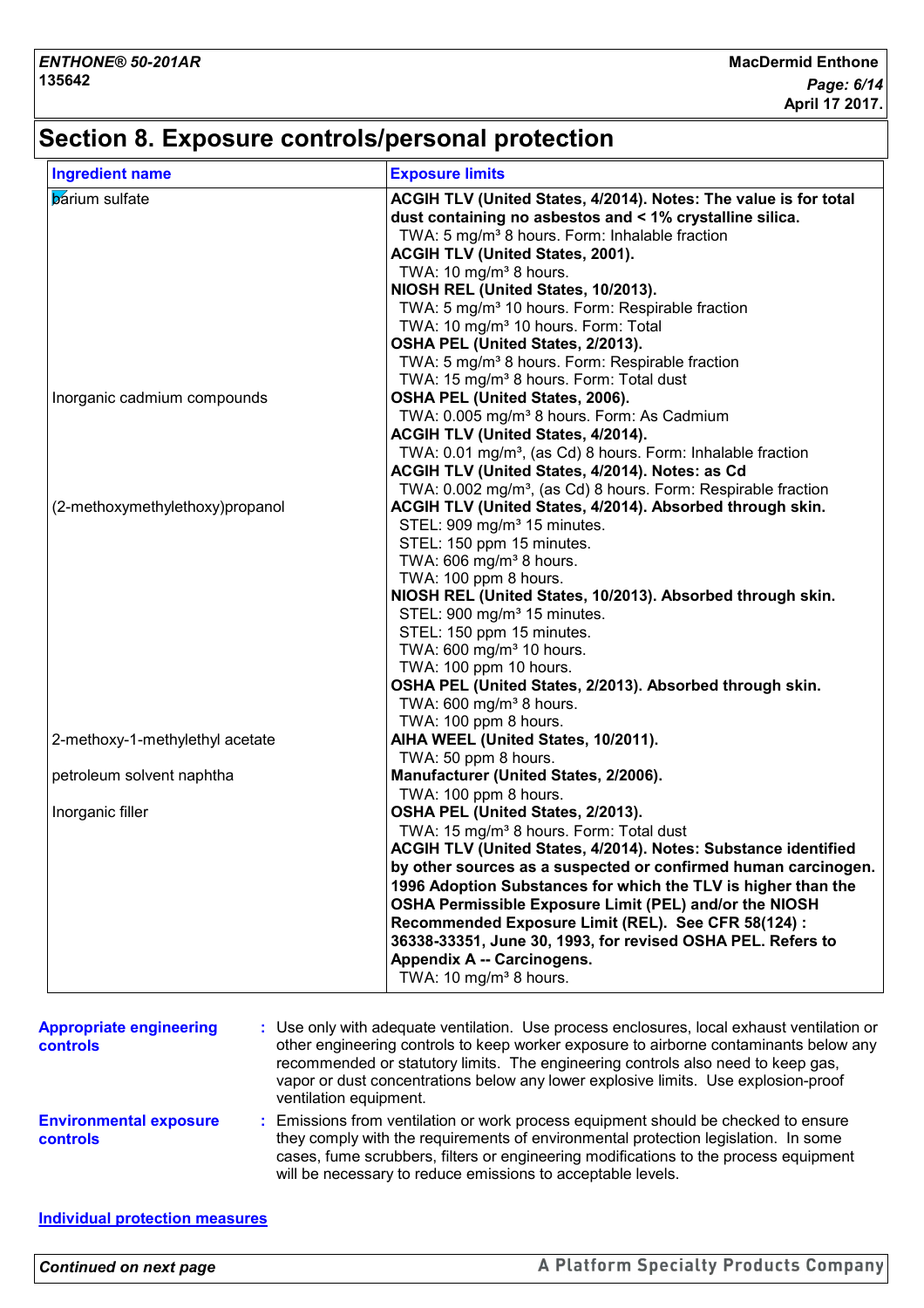# Section 8. Exposure controls/personal protection

| Ingredient name | Exposure limits |
|---|---|
| barium sulfate | **ACGIH TLV (United States, 4/2014). Notes: The value is for total dust containing no asbestos and < 1% crystalline silica.**<br>TWA: 5 mg/m³ 8 hours. Form: Inhalable fraction<br>**ACGIH TLV (United States, 2001).**<br>TWA: 10 mg/m³ 8 hours.<br>**NIOSH REL (United States, 10/2013).**<br>TWA: 5 mg/m³ 10 hours. Form: Respirable fraction<br>TWA: 10 mg/m³ 10 hours. Form: Total<br>**OSHA PEL (United States, 2/2013).**<br>TWA: 5 mg/m³ 8 hours. Form: Respirable fraction<br>TWA: 15 mg/m³ 8 hours. Form: Total dust |
| Inorganic cadmium compounds | **OSHA PEL (United States, 2006).**<br>TWA: 0.005 mg/m³ 8 hours. Form: As Cadmium<br>**ACGIH TLV (United States, 4/2014).**<br>TWA: 0.01 mg/m³, (as Cd) 8 hours. Form: Inhalable fraction<br>**ACGIH TLV (United States, 4/2014). Notes: as Cd**<br>TWA: 0.002 mg/m³, (as Cd) 8 hours. Form: Respirable fraction |
| (2-methoxymethylethoxy)propanol | **ACGIH TLV (United States, 4/2014). Absorbed through skin.**<br>STEL: 909 mg/m³ 15 minutes.<br>STEL: 150 ppm 15 minutes.<br>TWA: 606 mg/m³ 8 hours.<br>TWA: 100 ppm 8 hours.<br>**NIOSH REL (United States, 10/2013). Absorbed through skin.**<br>STEL: 900 mg/m³ 15 minutes.<br>STEL: 150 ppm 15 minutes.<br>TWA: 600 mg/m³ 10 hours.<br>TWA: 100 ppm 10 hours.<br>**OSHA PEL (United States, 2/2013). Absorbed through skin.**<br>TWA: 600 mg/m³ 8 hours.<br>TWA: 100 ppm 8 hours. |
| 2-methoxy-1-methylethyl acetate | **AIHA WEEL (United States, 10/2011).**<br>TWA: 50 ppm 8 hours. |
| petroleum solvent naphtha | **Manufacturer (United States, 2/2006).**<br>TWA: 100 ppm 8 hours. |
| Inorganic filler | **OSHA PEL (United States, 2/2013).**<br>TWA: 15 mg/m³ 8 hours. Form: Total dust<br>**ACGIH TLV (United States, 4/2014). Notes: Substance identified by other sources as a suspected or confirmed human carcinogen. 1996 Adoption Substances for which the TLV is higher than the OSHA Permissible Exposure Limit (PEL) and/or the NIOSH Recommended Exposure Limit (REL). See CFR 58(124) : 36338-33351, June 30, 1993, for revised OSHA PEL. Refers to Appendix A -- Carcinogens.**<br>TWA: 10 mg/m³ 8 hours. |

**Appropriate engineering controls** : Use only with adequate ventilation. Use process enclosures, local exhaust ventilation or other engineering controls to keep worker exposure to airborne contaminants below any recommended or statutory limits. The engineering controls also need to keep gas, vapor or dust concentrations below any lower explosive limits. Use explosion-proof ventilation equipment.

**Environmental exposure controls** : Emissions from ventilation or work process equipment should be checked to ensure they comply with the requirements of environmental protection legislation. In some cases, fume scrubbers, filters or engineering modifications to the process equipment will be necessary to reduce emissions to acceptable levels.

**Individual protection measures**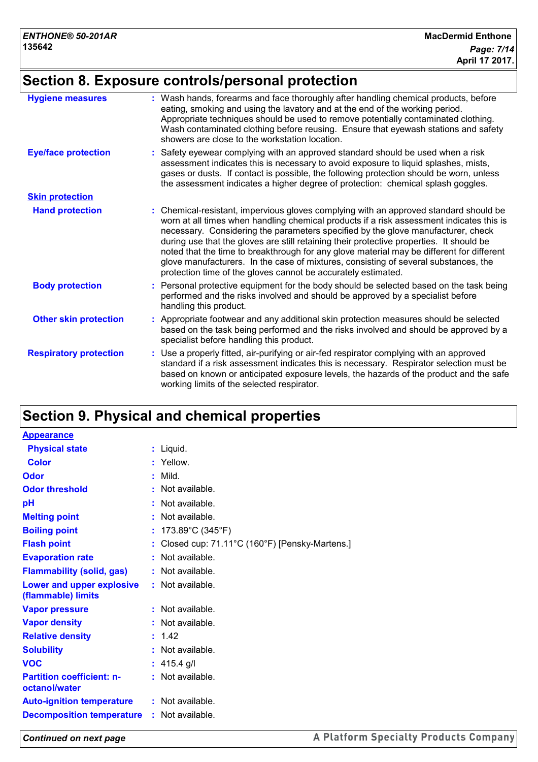## Section 8. Exposure controls/personal protection

| | |
|---|---|
| **Hygiene measures** | Wash hands, forearms and face thoroughly after handling chemical products, before eating, smoking and using the lavatory and at the end of the working period. Appropriate techniques should be used to remove potentially contaminated clothing. Wash contaminated clothing before reusing. Ensure that eyewash stations and safety showers are close to the workstation location. |
| **Eye/face protection** | Safety eyewear complying with an approved standard should be used when a risk assessment indicates this is necessary to avoid exposure to liquid splashes, mists, gases or dusts. If contact is possible, the following protection should be worn, unless the assessment indicates a higher degree of protection: chemical splash goggles. |
| **Skin protection** | |
| **Hand protection** | Chemical-resistant, impervious gloves complying with an approved standard should be worn at all times when handling chemical products if a risk assessment indicates this is necessary. Considering the parameters specified by the glove manufacturer, check during use that the gloves are still retaining their protective properties. It should be noted that the time to breakthrough for any glove material may be different for different glove manufacturers. In the case of mixtures, consisting of several substances, the protection time of the gloves cannot be accurately estimated. |
| **Body protection** | Personal protective equipment for the body should be selected based on the task being performed and the risks involved and should be approved by a specialist before handling this product. |
| **Other skin protection** | Appropriate footwear and any additional skin protection measures should be selected based on the task being performed and the risks involved and should be approved by a specialist before handling this product. |
| **Respiratory protection** | Use a properly fitted, air-purifying or air-fed respirator complying with an approved standard if a risk assessment indicates this is necessary. Respirator selection must be based on known or anticipated exposure levels, the hazards of the product and the safe working limits of the selected respirator. |

## Section 9. Physical and chemical properties

| | |
|---|---|
| **Appearance** | |
| **Physical state** | Liquid. |
| **Color** | Yellow. |
| **Odor** | Mild. |
| **Odor threshold** | Not available. |
| **pH** | Not available. |
| **Melting point** | Not available. |
| **Boiling point** | 173.89°C (345°F) |
| **Flash point** | Closed cup: 71.11°C (160°F) [Pensky-Martens.] |
| **Evaporation rate** | Not available. |
| **Flammability (solid, gas)** | Not available. |
| **Lower and upper explosive (flammable) limits** | Not available. |
| **Vapor pressure** | Not available. |
| **Vapor density** | Not available. |
| **Relative density** | 1.42 |
| **Solubility** | Not available. |
| **VOC** | 415.4 g/l |
| **Partition coefficient: n-octanol/water** | Not available. |
| **Auto-ignition temperature** | Not available. |
| **Decomposition temperature** | Not available. |

*Continued on next page*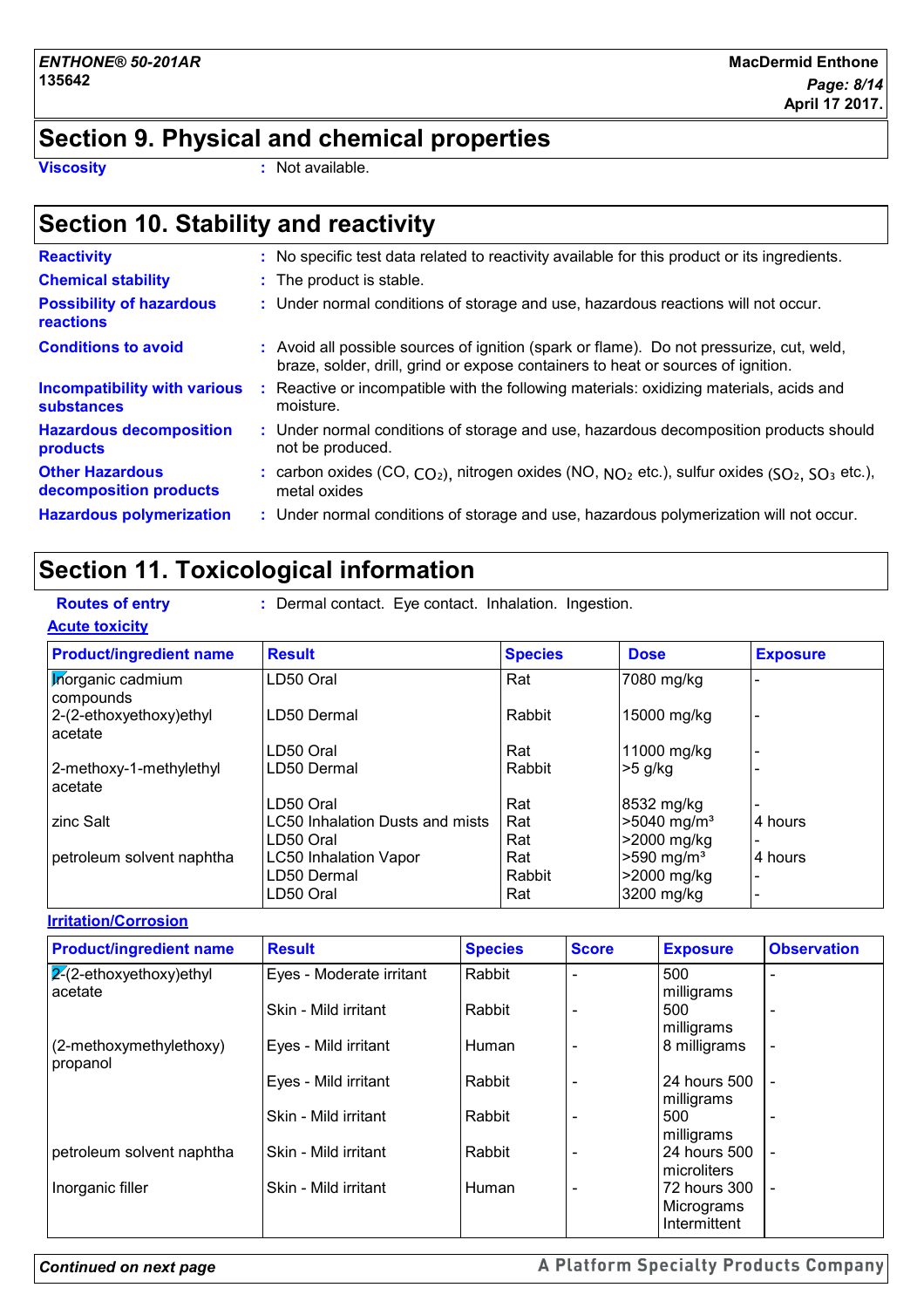## Section 9. Physical and chemical properties

**Viscosity** : Not available.

## Section 10. Stability and reactivity

**Reactivity** : No specific test data related to reactivity available for this product or its ingredients.

**Chemical stability** : The product is stable.

**Possibility of hazardous reactions** : Under normal conditions of storage and use, hazardous reactions will not occur.

**Conditions to avoid** : Avoid all possible sources of ignition (spark or flame). Do not pressurize, cut, weld, braze, solder, drill, grind or expose containers to heat or sources of ignition.

**Incompatibility with various substances** : Reactive or incompatible with the following materials: oxidizing materials, acids and moisture.

**Hazardous decomposition products** : Under normal conditions of storage and use, hazardous decomposition products should not be produced.

**Other Hazardous decomposition products** : carbon oxides (CO, $CO_2$), nitrogen oxides (NO, $NO_2$ etc.), sulfur oxides ($SO_2$, $SO_3$ etc.), metal oxides

**Hazardous polymerization** : Under normal conditions of storage and use, hazardous polymerization will not occur.

## Section 11. Toxicological information

**Routes of entry** : Dermal contact. Eye contact. Inhalation. Ingestion.

**Acute toxicity**

| Product/ingredient name | Result | Species | Dose | Exposure |
|---|---|---|---|---|
| Inorganic cadmium compounds | LD50 Oral | Rat | 7080 mg/kg | - |
| 2-(2-ethoxyethoxy)ethyl acetate | LD50 Dermal | Rabbit | 15000 mg/kg | - |
| | LD50 Oral | Rat | 11000 mg/kg | - |
| 2-methoxy-1-methylethyl acetate | LD50 Dermal | Rabbit | >5 g/kg | - |
| | LD50 Oral | Rat | 8532 mg/kg | - |
| zinc Salt | LC50 Inhalation Dusts and mists | Rat | >5040 mg/m³ | 4 hours |
| | LD50 Oral | Rat | >2000 mg/kg | - |
| petroleum solvent naphtha | LC50 Inhalation Vapor | Rat | >590 mg/m³ | 4 hours |
| | LD50 Dermal | Rabbit | >2000 mg/kg | - |
| | LD50 Oral | Rat | 3200 mg/kg | - |

**Irritation/Corrosion**

| Product/ingredient name | Result | Species | Score | Exposure | Observation |
|---|---|---|---|---|---|
| 2-(2-ethoxyethoxy)ethyl acetate | Eyes - Moderate irritant | Rabbit | - | 500 milligrams | - |
| | Skin - Mild irritant | Rabbit | - | 500 milligrams | - |
| (2-methoxymethylethoxy) propanol | Eyes - Mild irritant | Human | - | 8 milligrams | - |
| | Eyes - Mild irritant | Rabbit | - | 24 hours 500 milligrams | - |
| | Skin - Mild irritant | Rabbit | - | 500 milligrams | - |
| petroleum solvent naphtha | Skin - Mild irritant | Rabbit | - | 24 hours 500 microliters | - |
| Inorganic filler | Skin - Mild irritant | Human | - | 72 hours 300 Micrograms Intermittent | - |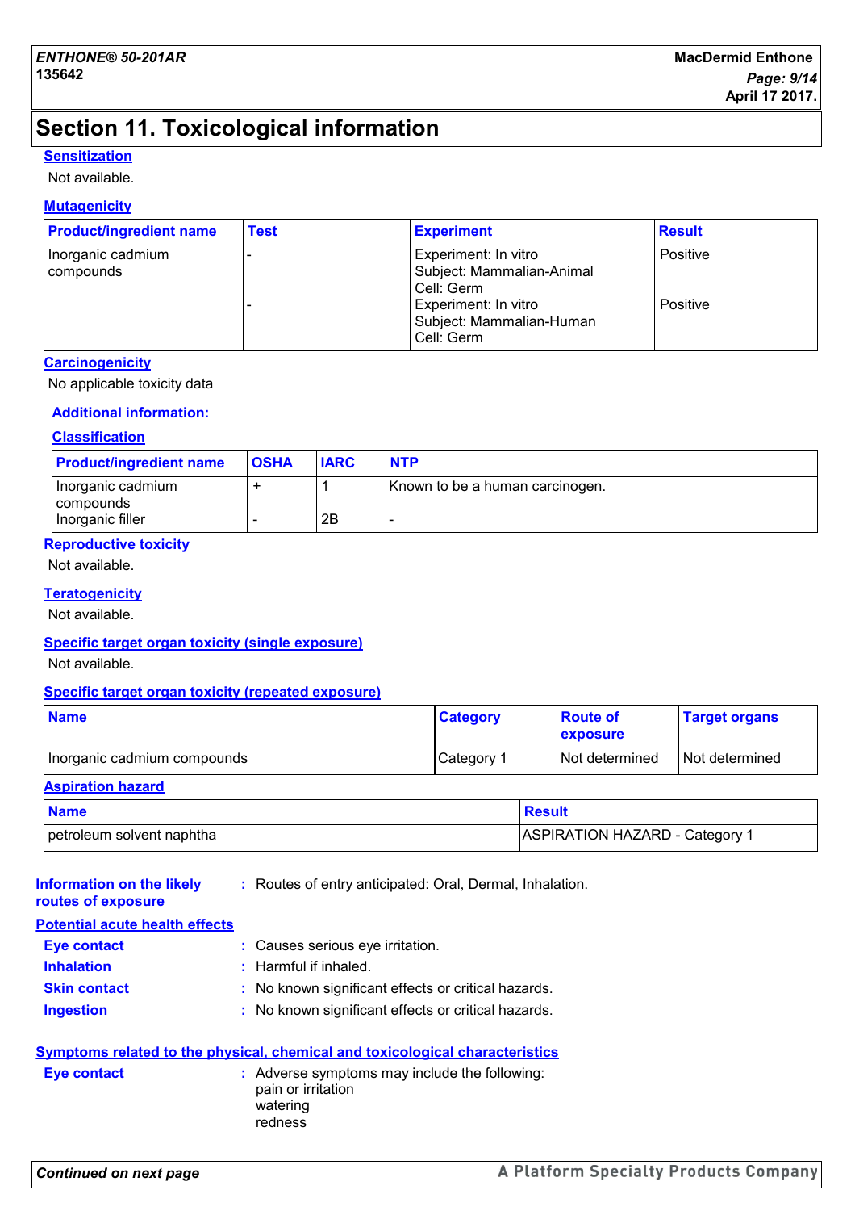# Section 11. Toxicological information

### Sensitization

Not available.

### Mutagenicity

| Product/ingredient name | Test | Experiment | Result |
|---|---|---|---|
| Inorganic cadmium compounds | - | Experiment: In vitro<br>Subject: Mammalian-Animal<br>Cell: Germ | Positive |
| | - | Experiment: In vitro<br>Subject: Mammalian-Human<br>Cell: Germ | Positive |

### Carcinogenicity

No applicable toxicity data

**Additional information:**

### Classification

| Product/ingredient name | OSHA | IARC | NTP |
|---|---|---|---|
| Inorganic cadmium compounds | + | 1 | Known to be a human carcinogen. |
| Inorganic filler | - | 2B | - |

### Reproductive toxicity

Not available.

### Teratogenicity

Not available.

### Specific target organ toxicity (single exposure)

Not available.

### Specific target organ toxicity (repeated exposure)

| Name | Category | Route of exposure | Target organs |
|---|---|---|---|
| Inorganic cadmium compounds | Category 1 | Not determined | Not determined |

### Aspiration hazard

| Name | Result |
|---|---|
| petroleum solvent naphtha | ASPIRATION HAZARD - Category 1 |

**Information on the likely routes of exposure** : Routes of entry anticipated: Oral, Dermal, Inhalation.

### Potential acute health effects

**Eye contact** : Causes serious eye irritation.

**Inhalation** : Harmful if inhaled.

**Skin contact** : No known significant effects or critical hazards.

**Ingestion** : No known significant effects or critical hazards.

### Symptoms related to the physical, chemical and toxicological characteristics

**Eye contact** : Adverse symptoms may include the following:
pain or irritation
watering
redness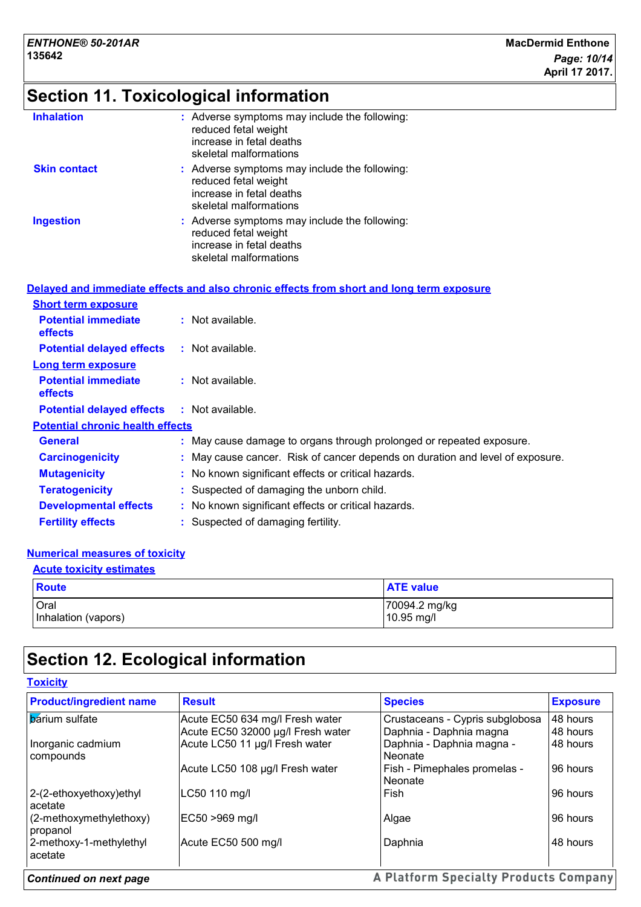# Section 11. Toxicological information

**Inhalation** : Adverse symptoms may include the following:
reduced fetal weight
increase in fetal deaths
skeletal malformations

**Skin contact** : Adverse symptoms may include the following:
reduced fetal weight
increase in fetal deaths
skeletal malformations

**Ingestion** : Adverse symptoms may include the following:
reduced fetal weight
increase in fetal deaths
skeletal malformations

## Delayed and immediate effects and also chronic effects from short and long term exposure

### Short term exposure

**Potential immediate effects** : Not available.

**Potential delayed effects** : Not available.

### Long term exposure

**Potential immediate effects** : Not available.

**Potential delayed effects** : Not available.

### Potential chronic health effects

**General** : May cause damage to organs through prolonged or repeated exposure.

**Carcinogenicity** : May cause cancer. Risk of cancer depends on duration and level of exposure.

**Mutagenicity** : No known significant effects or critical hazards.

**Teratogenicity** : Suspected of damaging the unborn child.

**Developmental effects** : No known significant effects or critical hazards.

**Fertility effects** : Suspected of damaging fertility.

## Numerical measures of toxicity

### Acute toxicity estimates

| Route | ATE value |
|---|---|
| Oral | 70094.2 mg/kg |
| Inhalation (vapors) | 10.95 mg/l |

# Section 12. Ecological information

## Toxicity

| Product/ingredient name | Result | Species | Exposure |
|---|---|---|---|
| barium sulfate | Acute EC50 634 mg/l Fresh water | Crustaceans - Cypris subglobosa | 48 hours |
| | Acute EC50 32000 µg/l Fresh water | Daphnia - Daphnia magna | 48 hours |
| Inorganic cadmium compounds | Acute LC50 11 µg/l Fresh water | Daphnia - Daphnia magna - Neonate | 48 hours |
| | Acute LC50 108 µg/l Fresh water | Fish - Pimephales promelas - Neonate | 96 hours |
| 2-(2-ethoxyethoxy)ethyl acetate | LC50 110 mg/l | Fish | 96 hours |
| (2-methoxymethylethoxy) propanol | EC50 >969 mg/l | Algae | 96 hours |
| 2-methoxy-1-methylethyl acetate | Acute EC50 500 mg/l | Daphnia | 48 hours |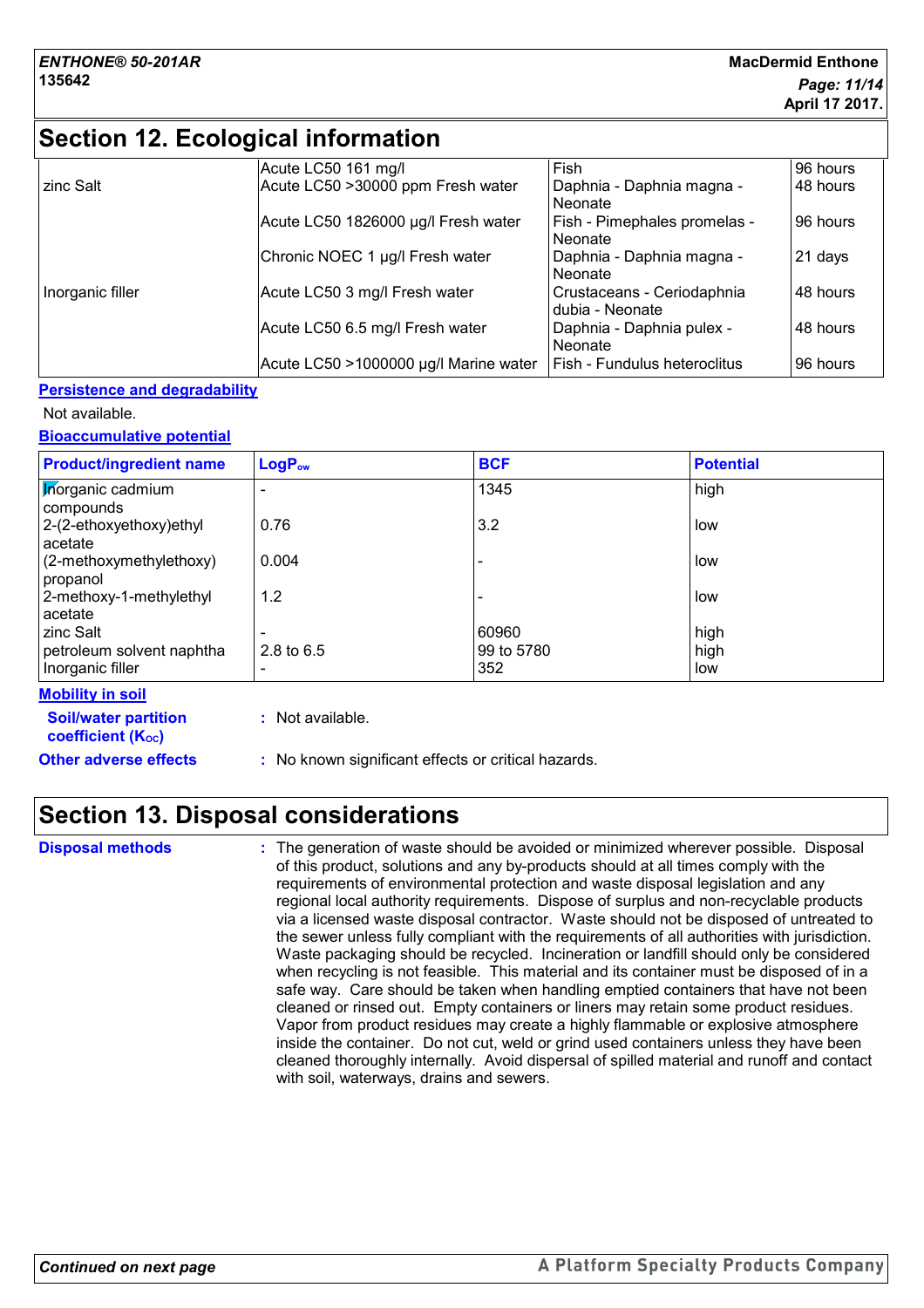## Section 12. Ecological information

| | | | |
|---|---|---|---|
| | Acute LC50 161 mg/l | Fish | 96 hours |
| zinc Salt | Acute LC50 >30000 ppm Fresh water | Daphnia - Daphnia magna - Neonate | 48 hours |
| | Acute LC50 1826000 µg/l Fresh water | Fish - Pimephales promelas - Neonate | 96 hours |
| | Chronic NOEC 1 µg/l Fresh water | Daphnia - Daphnia magna - Neonate | 21 days |
| Inorganic filler | Acute LC50 3 mg/l Fresh water | Crustaceans - Ceriodaphnia dubia - Neonate | 48 hours |
| | Acute LC50 6.5 mg/l Fresh water | Daphnia - Daphnia pulex - Neonate | 48 hours |
| | Acute LC50 >1000000 µg/l Marine water | Fish - Fundulus heteroclitus | 96 hours |

### Persistence and degradability

Not available.

### Bioaccumulative potential

| Product/ingredient name | $LogP_{ow}$ | BCF | Potential |
|---|---|---|---|
| Inorganic cadmium compounds | - | 1345 | high |
| 2-(2-ethoxyethoxy)ethyl acetate | 0.76 | 3.2 | low |
| (2-methoxymethylethoxy) propanol | 0.004 | - | low |
| 2-methoxy-1-methylethyl acetate | 1.2 | - | low |
| zinc Salt | - | 60960 | high |
| petroleum solvent naphtha | 2.8 to 6.5 | 99 to 5780 | high |
| Inorganic filler | - | 352 | low |

### Mobility in soil

**Soil/water partition coefficient ($K_{OC}$)** : Not available.

**Other adverse effects** : No known significant effects or critical hazards.

## Section 13. Disposal considerations

**Disposal methods** : The generation of waste should be avoided or minimized wherever possible. Disposal of this product, solutions and any by-products should at all times comply with the requirements of environmental protection and waste disposal legislation and any regional local authority requirements. Dispose of surplus and non-recyclable products via a licensed waste disposal contractor. Waste should not be disposed of untreated to the sewer unless fully compliant with the requirements of all authorities with jurisdiction. Waste packaging should be recycled. Incineration or landfill should only be considered when recycling is not feasible. This material and its container must be disposed of in a safe way. Care should be taken when handling emptied containers that have not been cleaned or rinsed out. Empty containers or liners may retain some product residues. Vapor from product residues may create a highly flammable or explosive atmosphere inside the container. Do not cut, weld or grind used containers unless they have been cleaned thoroughly internally. Avoid dispersal of spilled material and runoff and contact with soil, waterways, drains and sewers.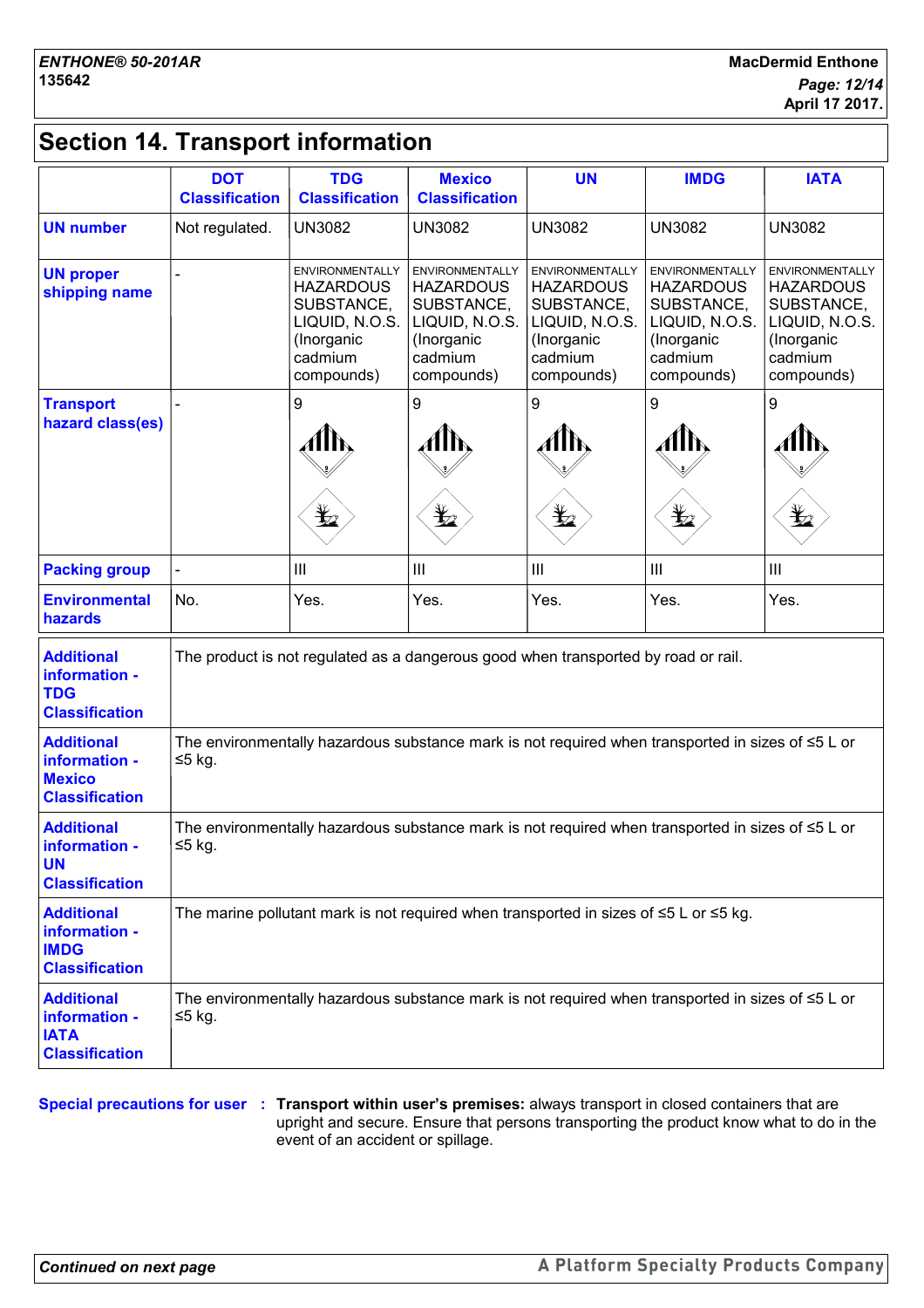## Section 14. Transport information

| | DOT Classification | TDG Classification | Mexico Classification | UN | IMDG | IATA |
|---|---|---|---|---|---|---|
| **UN number** | Not regulated. | UN3082 | UN3082 | UN3082 | UN3082 | UN3082 |
| **UN proper shipping name** | - | ENVIRONMENTALLY HAZARDOUS SUBSTANCE, LIQUID, N.O.S. (Inorganic cadmium compounds) | ENVIRONMENTALLY HAZARDOUS SUBSTANCE, LIQUID, N.O.S. (Inorganic cadmium compounds) | ENVIRONMENTALLY HAZARDOUS SUBSTANCE, LIQUID, N.O.S. (Inorganic cadmium compounds) | ENVIRONMENTALLY HAZARDOUS SUBSTANCE, LIQUID, N.O.S. (Inorganic cadmium compounds) | ENVIRONMENTALLY HAZARDOUS SUBSTANCE, LIQUID, N.O.S. (Inorganic cadmium compounds) |
| **Transport hazard class(es)** | - | 9 | 9 | 9 | 9 | 9 |
| **Packing group** | - | III | III | III | III | III |
| **Environmental hazards** | No. | Yes. | Yes. | Yes. | Yes. | Yes. |

| | |
|---|---|
| **Additional information - TDG Classification** | The product is not regulated as a dangerous good when transported by road or rail. |
| **Additional information - Mexico Classification** | The environmentally hazardous substance mark is not required when transported in sizes of ≤5 L or ≤5 kg. |
| **Additional information - UN Classification** | The environmentally hazardous substance mark is not required when transported in sizes of ≤5 L or ≤5 kg. |
| **Additional information - IMDG Classification** | The marine pollutant mark is not required when transported in sizes of ≤5 L or ≤5 kg. |
| **Additional information - IATA Classification** | The environmentally hazardous substance mark is not required when transported in sizes of ≤5 L or ≤5 kg. |

**Special precautions for user** : **Transport within user's premises:** always transport in closed containers that are upright and secure. Ensure that persons transporting the product know what to do in the event of an accident or spillage.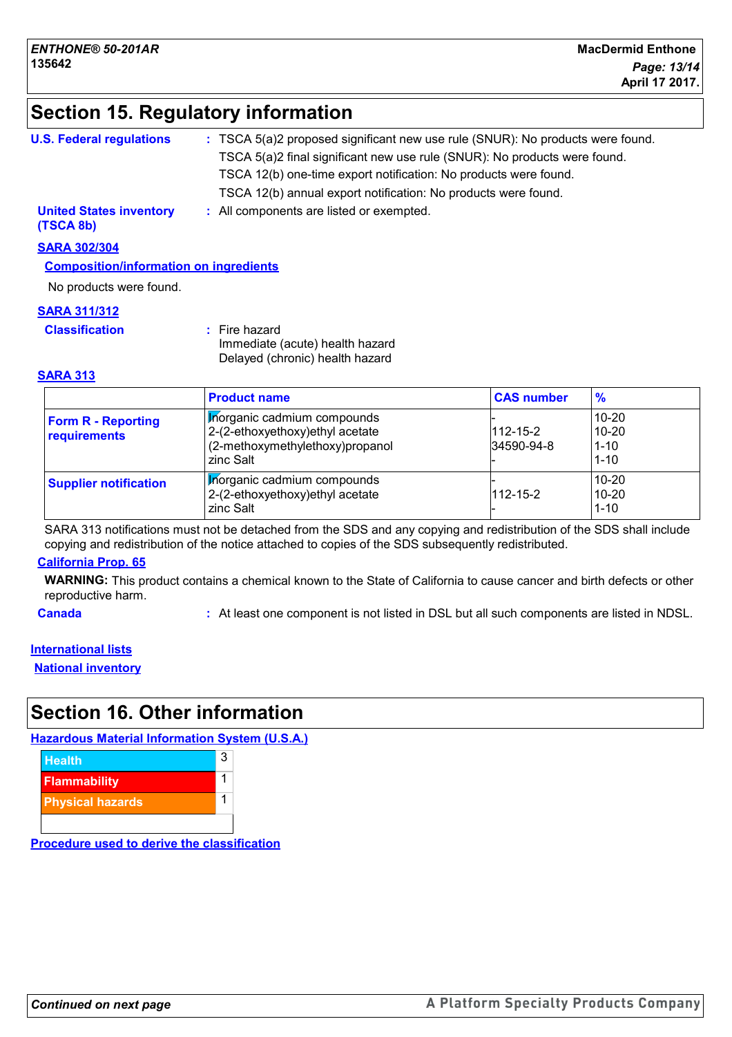## Section 15. Regulatory information

**U.S. Federal regulations** : TSCA 5(a)2 proposed significant new use rule (SNUR): No products were found.
TSCA 5(a)2 final significant new use rule (SNUR): No products were found.
TSCA 12(b) one-time export notification: No products were found.
TSCA 12(b) annual export notification: No products were found.

**United States inventory (TSCA 8b)** : All components are listed or exempted.

**SARA 302/304**

**Composition/information on ingredients**

No products were found.

**SARA 311/312**

**Classification** : Fire hazard
Immediate (acute) health hazard
Delayed (chronic) health hazard

**SARA 313**

| | Product name | CAS number | % |
|---|---|---|---|
| **Form R - Reporting requirements** | Inorganic cadmium compounds<br>2-(2-ethoxyethoxy)ethyl acetate<br>(2-methoxymethylethoxy)propanol<br>zinc Salt | -<br>112-15-2<br>34590-94-8<br>- | 10-20<br>10-20<br>1-10<br>1-10 |
| **Supplier notification** | Inorganic cadmium compounds<br>2-(2-ethoxyethoxy)ethyl acetate<br>zinc Salt | -<br>112-15-2<br>- | 10-20<br>10-20<br>1-10 |

SARA 313 notifications must not be detached from the SDS and any copying and redistribution of the SDS shall include copying and redistribution of the notice attached to copies of the SDS subsequently redistributed.

**California Prop. 65**

**WARNING:** This product contains a chemical known to the State of California to cause cancer and birth defects or other reproductive harm.

**Canada** : At least one component is not listed in DSL but all such components are listed in NDSL.

**International lists**

**National inventory**

## Section 16. Other information

**Hazardous Material Information System (U.S.A.)**

| | |
|---|---|
| Health | 3 |
| Flammability | 1 |
| Physical hazards | 1 |
| | |

**Procedure used to derive the classification**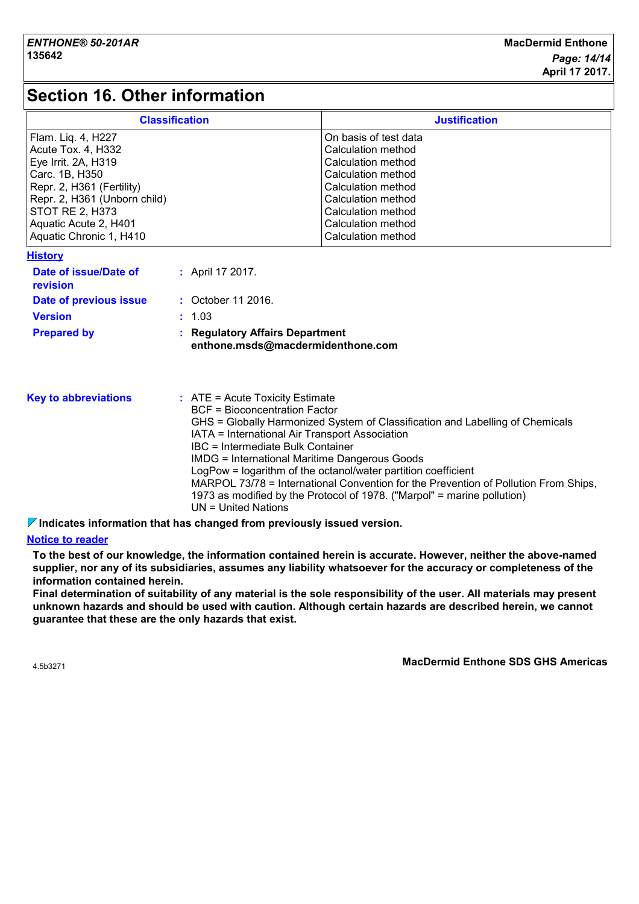## Section 16. Other information

| Classification | Justification |
|---|---|
| Flam. Liq. 4, H227 | On basis of test data |
| Acute Tox. 4, H332 | Calculation method |
| Eye Irrit. 2A, H319 | Calculation method |
| Carc. 1B, H350 | Calculation method |
| Repr. 2, H361 (Fertility) | Calculation method |
| Repr. 2, H361 (Unborn child) | Calculation method |
| STOT RE 2, H373 | Calculation method |
| Aquatic Acute 2, H401 | Calculation method |
| Aquatic Chronic 1, H410 | Calculation method |

**History**

**Date of issue/Date of revision** : April 17 2017.

**Date of previous issue** : October 11 2016.

**Version** : 1.03

**Prepared by** : **Regulatory Affairs Department**
**enthone.msds@macdermidenthone.com**

**Key to abbreviations** : ATE = Acute Toxicity Estimate
BCF = Bioconcentration Factor
GHS = Globally Harmonized System of Classification and Labelling of Chemicals
IATA = International Air Transport Association
IBC = Intermediate Bulk Container
IMDG = International Maritime Dangerous Goods
LogPow = logarithm of the octanol/water partition coefficient
MARPOL 73/78 = International Convention for the Prevention of Pollution From Ships, 1973 as modified by the Protocol of 1978. ("Marpol" = marine pollution)
UN = United Nations

**Indicates information that has changed from previously issued version.**

**Notice to reader**

**To the best of our knowledge, the information contained herein is accurate. However, neither the above-named supplier, nor any of its subsidiaries, assumes any liability whatsoever for the accuracy or completeness of the information contained herein.**
**Final determination of suitability of any material is the sole responsibility of the user. All materials may present unknown hazards and should be used with caution. Although certain hazards are described herein, we cannot guarantee that these are the only hazards that exist.**